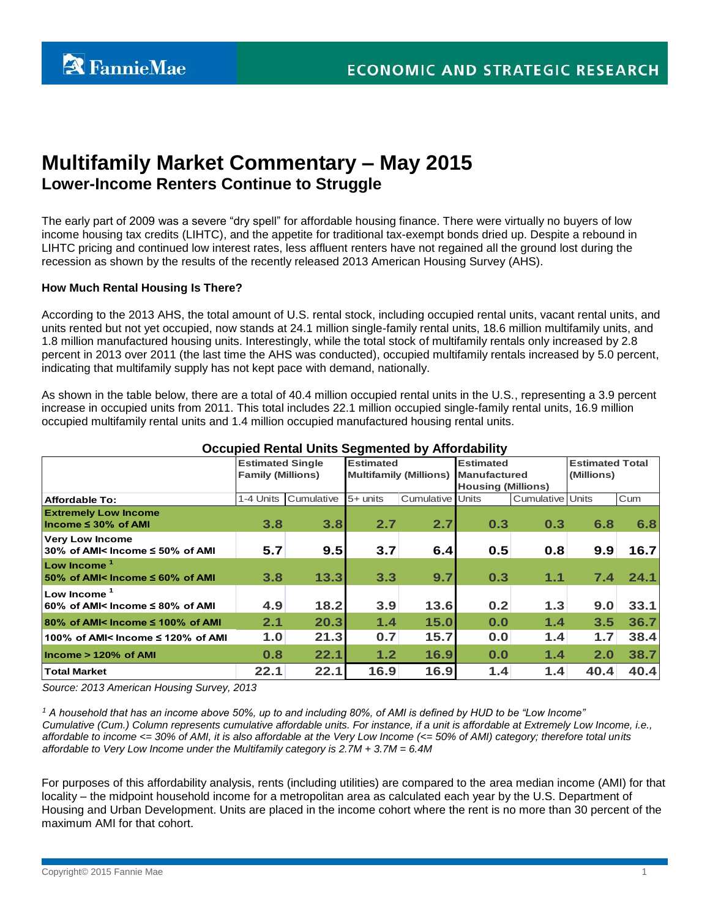# Multifamily Market Commentary – May 2015

## Lower-Income Renters Continue to Struggle

The early part of 2009 was a severe “dry spell” for affordable housing finance. There were virtually no buyers of low income housing tax credits (LIHTC), and the appetite for traditional tax-exempt bonds dried up. Despite a rebound in LIHTC pricing and continued low interest rates, less affluent renters have not regained all the ground lost during the recession as shown by the results of the recently released 2013 American Housing Survey (AHS).

### How Much Rental Housing Is There?

According to the 2013 AHS, the total amount of U.S. rental stock, including occupied rental units, vacant rental units, and units rented but not yet occupied, now stands at 24.1 million single-family rental units, 18.6 million multifamily units, and 1.8 million manufactured housing units. Interestingly, while the total stock of multifamily rentals only increased by 2.8 percent in 2013 over 2011 (the last time the AHS was conducted), occupied multifamily rentals increased by 5.0 percent, indicating that multifamily supply has not kept pace with demand, nationally.

As shown in the table below, there are a total of 40.4 million occupied rental units in the U.S., representing a 3.9 percent increase in occupied units from 2011. This total includes 22.1 million occupied single-family rental units, 16.9 million occupied multifamily rental units and 1.4 million occupied manufactured housing rental units.

**Occupied Rental Units Segmented by Affordability**

| | Estimated Single Family (Millions) | | Estimated Multifamily (Millions) | | Estimated Manufactured Housing (Millions) | | Estimated Total (Millions) | |
|---|---|---|---|---|---|---|---|---|
| **Affordable To:** | 1-4 Units | Cumulative | 5+ units | Cumulative | Units | Cumulative | Units | Cum |
| **Extremely Low Income**<br>**Income ≤ 30% of AMI** | 3.8 | 3.8 | 2.7 | 2.7 | 0.3 | 0.3 | 6.8 | 6.8 |
| **Very Low Income**<br>**30% of AMI< Income ≤ 50% of AMI** | 5.7 | 9.5 | 3.7 | 6.4 | 0.5 | 0.8 | 9.9 | 16.7 |
| **Low Income [1]**<br>**50% of AMI< Income ≤ 60% of AMI** | 3.8 | 13.3 | 3.3 | 9.7 | 0.3 | 1.1 | 7.4 | 24.1 |
| **Low Income [1]**<br>**60% of AMI< Income ≤ 80% of AMI** | 4.9 | 18.2 | 3.9 | 13.6 | 0.2 | 1.3 | 9.0 | 33.1 |
| **80% of AMI< Income ≤ 100% of AMI** | 2.1 | 20.3 | 1.4 | 15.0 | 0.0 | 1.4 | 3.5 | 36.7 |
| **100% of AMI< Income ≤ 120% of AMI** | 1.0 | 21.3 | 0.7 | 15.7 | 0.0 | 1.4 | 1.7 | 38.4 |
| **Income > 120% of AMI** | 0.8 | 22.1 | 1.2 | 16.9 | 0.0 | 1.4 | 2.0 | 38.7 |
| **Total Market** | 22.1 | 22.1 | 16.9 | 16.9 | 1.4 | 1.4 | 40.4 | 40.4 |

*Source: 2013 American Housing Survey, 2013*

*[1] A household that has an income above 50%, up to and including 80%, of AMI is defined by HUD to be “Low Income”*
*Cumulative (Cum.) Column represents cumulative affordable units. For instance, if a unit is affordable at Extremely Low Income, i.e., affordable to income <= 30% of AMI, it is also affordable at the Very Low Income (<= 50% of AMI) category; therefore total units affordable to Very Low Income under the Multifamily category is 2.7M + 3.7M = 6.4M*

For purposes of this affordability analysis, rents (including utilities) are compared to the area median income (AMI) for that locality – the midpoint household income for a metropolitan area as calculated each year by the U.S. Department of Housing and Urban Development. Units are placed in the income cohort where the rent is no more than 30 percent of the maximum AMI for that cohort.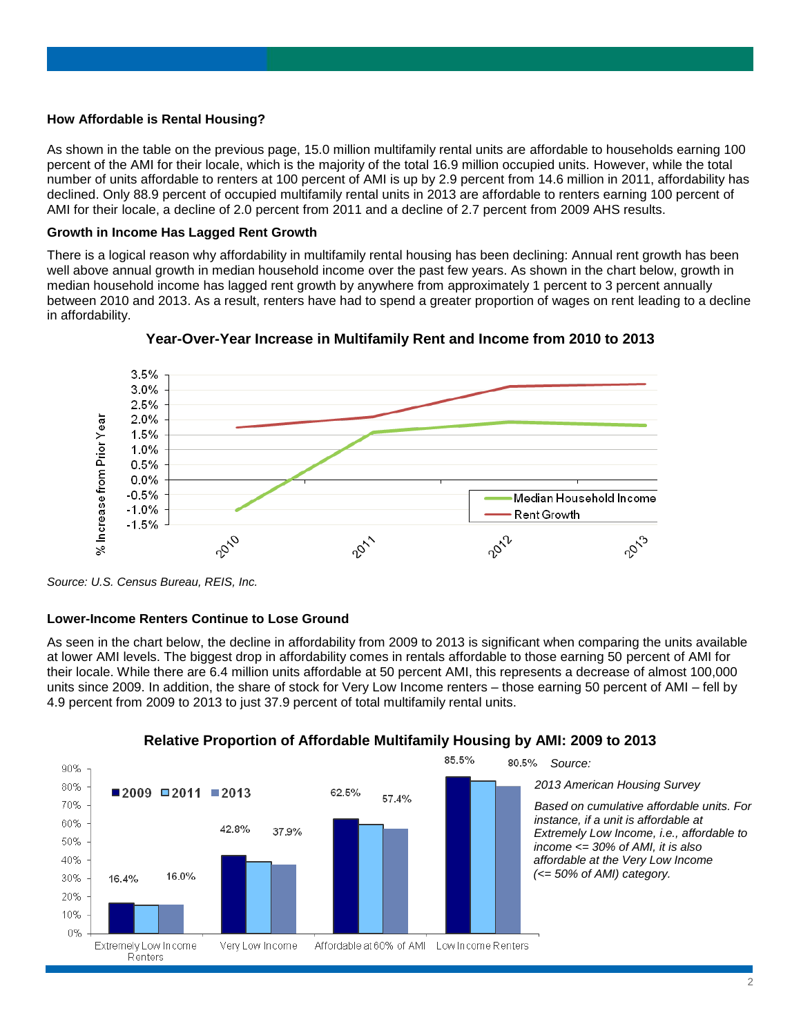### How Affordable is Rental Housing?

As shown in the table on the previous page, 15.0 million multifamily rental units are affordable to households earning 100 percent of the AMI for their locale, which is the majority of the total 16.9 million occupied units. However, while the total number of units affordable to renters at 100 percent of AMI is up by 2.9 percent from 14.6 million in 2011, affordability has declined. Only 88.9 percent of occupied multifamily rental units in 2013 are affordable to renters earning 100 percent of AMI for their locale, a decline of 2.0 percent from 2011 and a decline of 2.7 percent from 2009 AHS results.

### Growth in Income Has Lagged Rent Growth

There is a logical reason why affordability in multifamily rental housing has been declining: Annual rent growth has been well above annual growth in median household income over the past few years. As shown in the chart below, growth in median household income has lagged rent growth by anywhere from approximately 1 percent to 3 percent annually between 2010 and 2013. As a result, renters have had to spend a greater proportion of wages on rent leading to a decline in affordability.

**Year-Over-Year Increase in Multifamily Rent and Income from 2010 to 2013**

% Increase from Prior Year

3.5%
3.0%
2.5%
2.0%
1.5%
1.0%
0.5%
0.0%
-0.5%
-1.0%
-1.5%

2010
2011
2012
2013

Median Household Income
Rent Growth

*Source: U.S. Census Bureau, REIS, Inc.*

### Lower-Income Renters Continue to Lose Ground

As seen in the chart below, the decline in affordability from 2009 to 2013 is significant when comparing the units available at lower AMI levels. The biggest drop in affordability comes in rentals affordable to those earning 50 percent of AMI for their locale. While there are 6.4 million units affordable at 50 percent AMI, this represents a decrease of almost 100,000 units since 2009. In addition, the share of stock for Very Low Income renters – those earning 50 percent of AMI – fell by 4.9 percent from 2009 to 2013 to just 37.9 percent of total multifamily rental units.

**Relative Proportion of Affordable Multifamily Housing by AMI: 2009 to 2013**

90%
80%
70%
60%
50%
40%
30%
20%
10%
0%

2009 2011 2013

16.4% 16.0%
42.8% 37.9%
62.5% 57.4%
85.5% 80.5%

Extremely Low Income Renters
Very Low Income
Affordable at 60% of AMI
Low Income Renters

*Source:*

*2013 American Housing Survey*

*Based on cumulative affordable units. For instance, if a unit is affordable at Extremely Low Income, i.e., affordable to income <= 30% of AMI, it is also affordable at the Very Low Income (<= 50% of AMI) category.*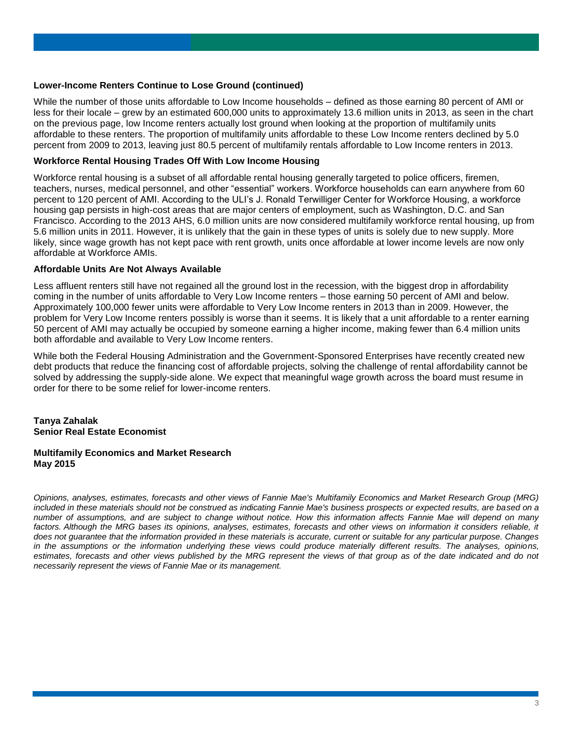### Lower-Income Renters Continue to Lose Ground (continued)

While the number of those units affordable to Low Income households – defined as those earning 80 percent of AMI or less for their locale – grew by an estimated 600,000 units to approximately 13.6 million units in 2013, as seen in the chart on the previous page, low Income renters actually lost ground when looking at the proportion of multifamily units affordable to these renters. The proportion of multifamily units affordable to these Low Income renters declined by 5.0 percent from 2009 to 2013, leaving just 80.5 percent of multifamily rentals affordable to Low Income renters in 2013.

### Workforce Rental Housing Trades Off With Low Income Housing

Workforce rental housing is a subset of all affordable rental housing generally targeted to police officers, firemen, teachers, nurses, medical personnel, and other "essential" workers. Workforce households can earn anywhere from 60 percent to 120 percent of AMI. According to the ULI's J. Ronald Terwilliger Center for Workforce Housing, a workforce housing gap persists in high-cost areas that are major centers of employment, such as Washington, D.C. and San Francisco. According to the 2013 AHS, 6.0 million units are now considered multifamily workforce rental housing, up from 5.6 million units in 2011. However, it is unlikely that the gain in these types of units is solely due to new supply. More likely, since wage growth has not kept pace with rent growth, units once affordable at lower income levels are now only affordable at Workforce AMIs.

### Affordable Units Are Not Always Available

Less affluent renters still have not regained all the ground lost in the recession, with the biggest drop in affordability coming in the number of units affordable to Very Low Income renters – those earning 50 percent of AMI and below. Approximately 100,000 fewer units were affordable to Very Low Income renters in 2013 than in 2009. However, the problem for Very Low Income renters possibly is worse than it seems. It is likely that a unit affordable to a renter earning 50 percent of AMI may actually be occupied by someone earning a higher income, making fewer than 6.4 million units both affordable and available to Very Low Income renters.

While both the Federal Housing Administration and the Government-Sponsored Enterprises have recently created new debt products that reduce the financing cost of affordable projects, solving the challenge of rental affordability cannot be solved by addressing the supply-side alone. We expect that meaningful wage growth across the board must resume in order for there to be some relief for lower-income renters.

**Tanya Zahalak**
**Senior Real Estate Economist**

**Multifamily Economics and Market Research**
**May 2015**

*Opinions, analyses, estimates, forecasts and other views of Fannie Mae's Multifamily Economics and Market Research Group (MRG) included in these materials should not be construed as indicating Fannie Mae's business prospects or expected results, are based on a number of assumptions, and are subject to change without notice. How this information affects Fannie Mae will depend on many factors. Although the MRG bases its opinions, analyses, estimates, forecasts and other views on information it considers reliable, it does not guarantee that the information provided in these materials is accurate, current or suitable for any particular purpose. Changes in the assumptions or the information underlying these views could produce materially different results. The analyses, opinions, estimates, forecasts and other views published by the MRG represent the views of that group as of the date indicated and do not necessarily represent the views of Fannie Mae or its management.*